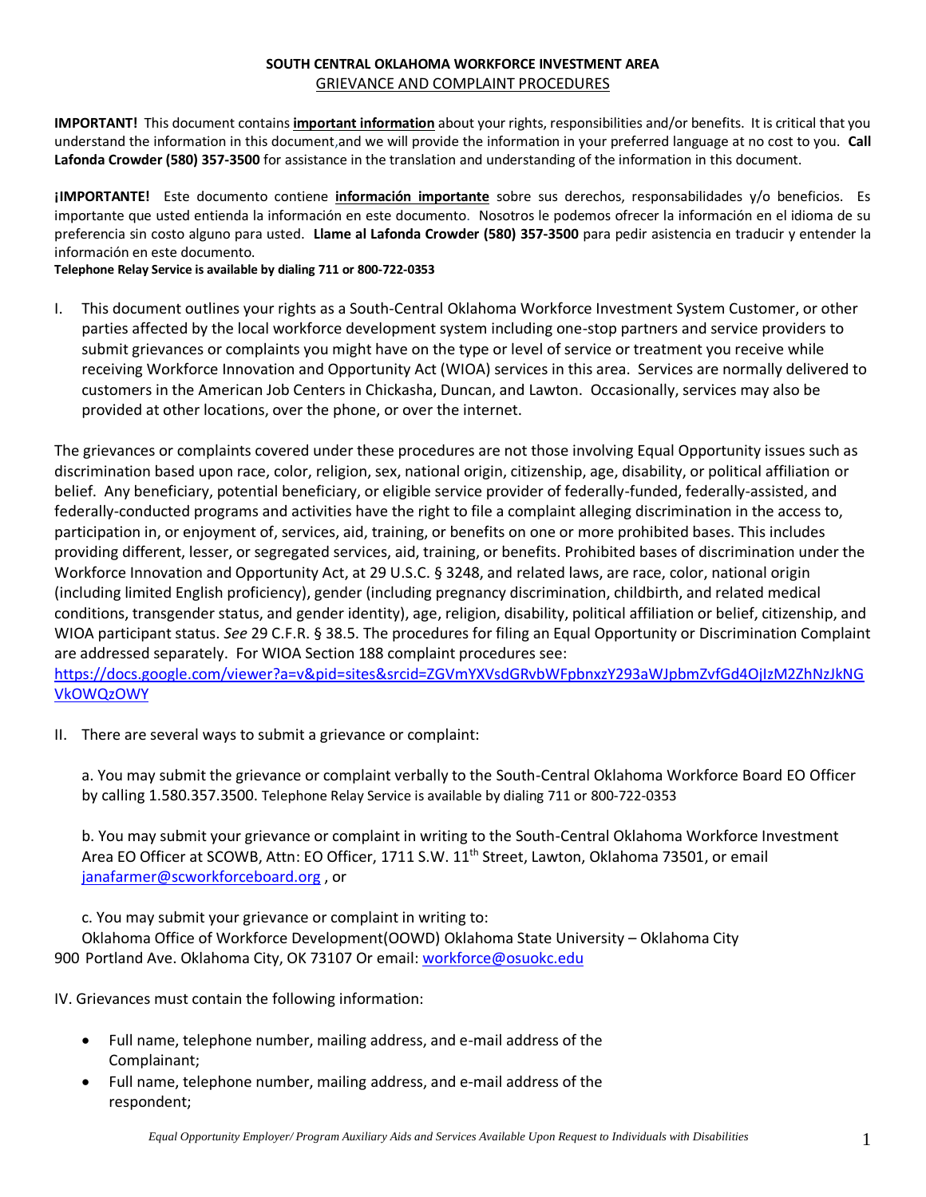**SOUTH CENTRAL OKLAHOMA WORKFORCE INVESTMENT AREA**

GRIEVANCE AND COMPLAINT PROCEDURES

**IMPORTANT!** This document contains **important information** about your rights, responsibilities and/or benefits. It is critical that you understand the information in this document,and we will provide the information in your preferred language at no cost to you. **Call Lafonda Crowder (580) 357-3500** for assistance in the translation and understanding of the information in this document.

**¡IMPORTANTE!** Este documento contiene **información importante** sobre sus derechos, responsabilidades y/o beneficios. Es importante que usted entienda la información en este documento. Nosotros le podemos ofrecer la información en el idioma de su preferencia sin costo alguno para usted. **Llame al Lafonda Crowder (580) 357-3500** para pedir asistencia en traducir y entender la información en este documento.

**Telephone Relay Service is available by dialing 711 or 800-722-0353**

I. This document outlines your rights as a South-Central Oklahoma Workforce Investment System Customer, or other parties affected by the local workforce development system including one-stop partners and service providers to submit grievances or complaints you might have on the type or level of service or treatment you receive while receiving Workforce Innovation and Opportunity Act (WIOA) services in this area. Services are normally delivered to customers in the American Job Centers in Chickasha, Duncan, and Lawton. Occasionally, services may also be provided at other locations, over the phone, or over the internet.

The grievances or complaints covered under these procedures are not those involving Equal Opportunity issues such as discrimination based upon race, color, religion, sex, national origin, citizenship, age, disability, or political affiliation or belief. Any beneficiary, potential beneficiary, or eligible service provider of federally-funded, federally-assisted, and federally-conducted programs and activities have the right to file a complaint alleging discrimination in the access to, participation in, or enjoyment of, services, aid, training, or benefits on one or more prohibited bases. This includes providing different, lesser, or segregated services, aid, training, or benefits. Prohibited bases of discrimination under the Workforce Innovation and Opportunity Act, at 29 U.S.C. § 3248, and related laws, are race, color, national origin (including limited English proficiency), gender (including pregnancy discrimination, childbirth, and related medical conditions, transgender status, and gender identity), age, religion, disability, political affiliation or belief, citizenship, and WIOA participant status. *See* 29 C.F.R. § 38.5. The procedures for filing an Equal Opportunity or Discrimination Complaint are addressed separately. For WIOA Section 188 complaint procedures see: https://docs.google.com/viewer?a=v&pid=sites&srcid=ZGVmYXVsdGRvbWFpbnxzY293aWJpbmZvfGd4OjIzM2ZhNzJkNGVkOWQzOWY

II. There are several ways to submit a grievance or complaint:

a. You may submit the grievance or complaint verbally to the South-Central Oklahoma Workforce Board EO Officer by calling 1.580.357.3500. Telephone Relay Service is available by dialing 711 or 800-722-0353

b. You may submit your grievance or complaint in writing to the South-Central Oklahoma Workforce Investment Area EO Officer at SCOWB, Attn: EO Officer, 1711 S.W. 11th Street, Lawton, Oklahoma 73501, or email janafarmer@scworkforceboard.org , or

c. You may submit your grievance or complaint in writing to:
Oklahoma Office of Workforce Development(OOWD) Oklahoma State University – Oklahoma City
900 Portland Ave. Oklahoma City, OK 73107 Or email: workforce@osuokc.edu

IV. Grievances must contain the following information:

- Full name, telephone number, mailing address, and e-mail address of the Complainant;
- Full name, telephone number, mailing address, and e-mail address of the respondent;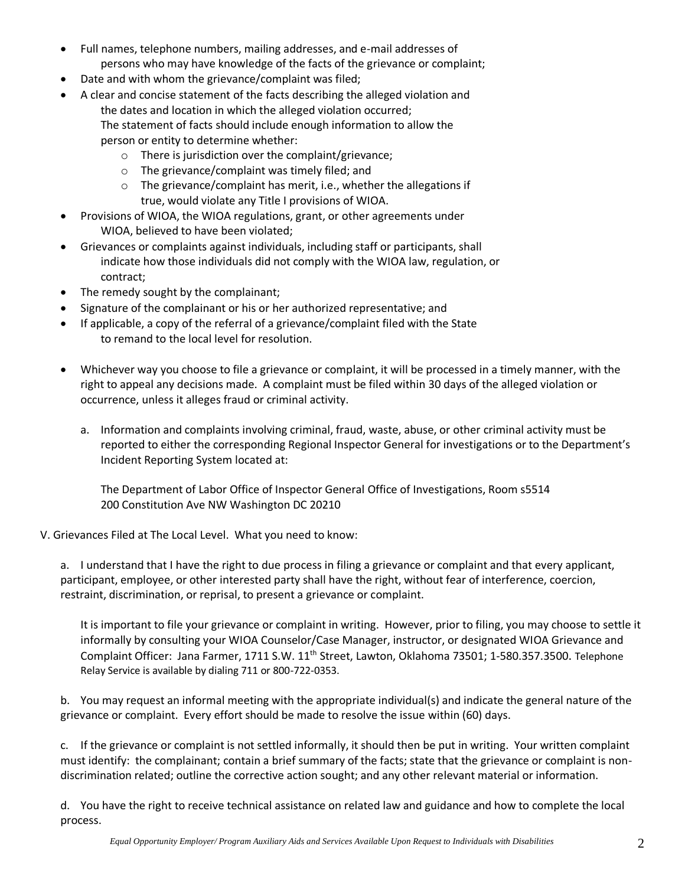- Full names, telephone numbers, mailing addresses, and e-mail addresses of persons who may have knowledge of the facts of the grievance or complaint;
- Date and with whom the grievance/complaint was filed;
- A clear and concise statement of the facts describing the alleged violation and the dates and location in which the alleged violation occurred; The statement of facts should include enough information to allow the person or entity to determine whether:
    - There is jurisdiction over the complaint/grievance;
    - The grievance/complaint was timely filed; and
    - The grievance/complaint has merit, i.e., whether the allegations if true, would violate any Title I provisions of WIOA.
- Provisions of WIOA, the WIOA regulations, grant, or other agreements under WIOA, believed to have been violated;
- Grievances or complaints against individuals, including staff or participants, shall indicate how those individuals did not comply with the WIOA law, regulation, or contract;
- The remedy sought by the complainant;
- Signature of the complainant or his or her authorized representative; and
- If applicable, a copy of the referral of a grievance/complaint filed with the State to remand to the local level for resolution.

- Whichever way you choose to file a grievance or complaint, it will be processed in a timely manner, with the right to appeal any decisions made. A complaint must be filed within 30 days of the alleged violation or occurrence, unless it alleges fraud or criminal activity.

    a. Information and complaints involving criminal, fraud, waste, abuse, or other criminal activity must be reported to either the corresponding Regional Inspector General for investigations or to the Department's Incident Reporting System located at:

    The Department of Labor Office of Inspector General Office of Investigations, Room s5514
    200 Constitution Ave NW Washington DC 20210

V. Grievances Filed at The Local Level. What you need to know:

a. I understand that I have the right to due process in filing a grievance or complaint and that every applicant, participant, employee, or other interested party shall have the right, without fear of interference, coercion, restraint, discrimination, or reprisal, to present a grievance or complaint.

It is important to file your grievance or complaint in writing. However, prior to filing, you may choose to settle it informally by consulting your WIOA Counselor/Case Manager, instructor, or designated WIOA Grievance and Complaint Officer: Jana Farmer, 1711 S.W. 11th Street, Lawton, Oklahoma 73501; 1-580.357.3500. Telephone Relay Service is available by dialing 711 or 800-722-0353.

b. You may request an informal meeting with the appropriate individual(s) and indicate the general nature of the grievance or complaint. Every effort should be made to resolve the issue within (60) days.

c. If the grievance or complaint is not settled informally, it should then be put in writing. Your written complaint must identify: the complainant; contain a brief summary of the facts; state that the grievance or complaint is non-discrimination related; outline the corrective action sought; and any other relevant material or information.

d. You have the right to receive technical assistance on related law and guidance and how to complete the local process.

*Equal Opportunity Employer/ Program Auxiliary Aids and Services Available Upon Request to Individuals with Disabilities*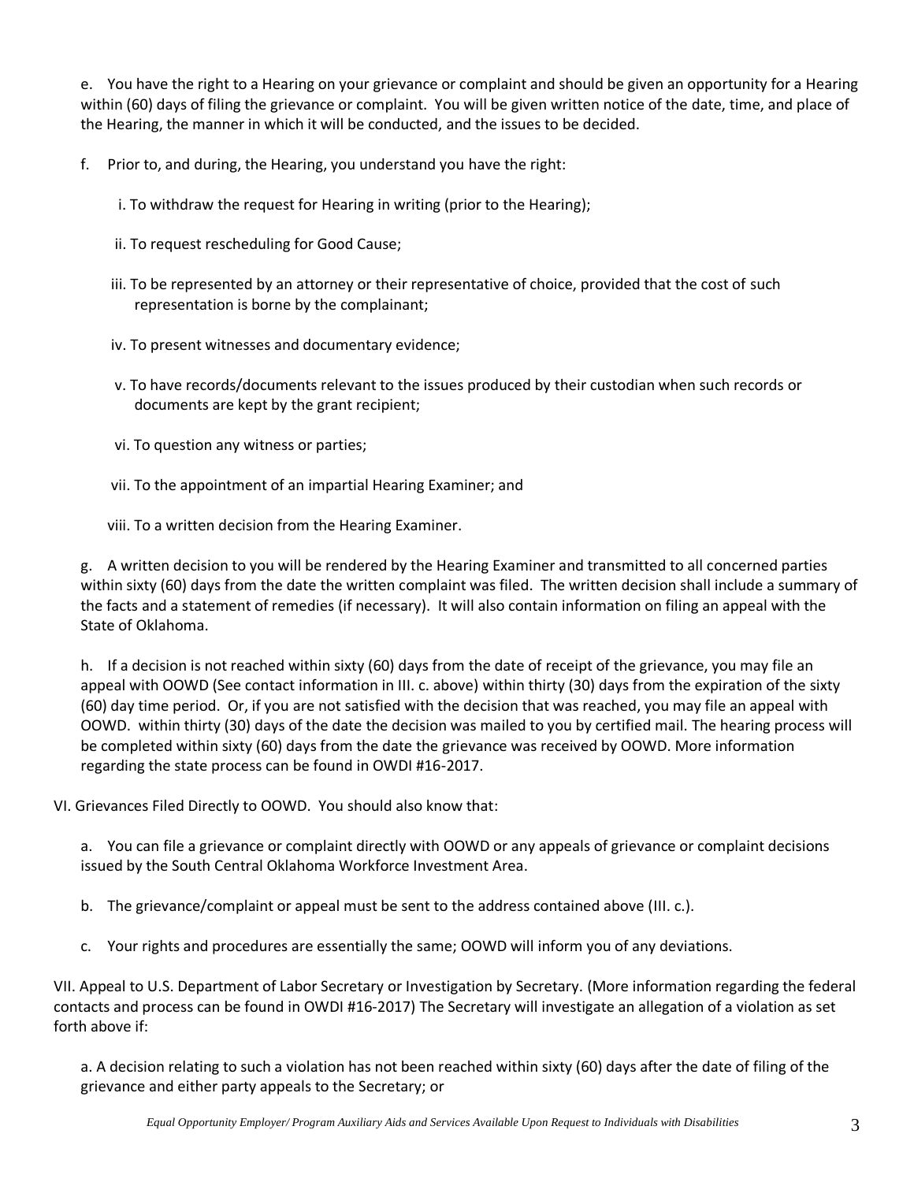e. You have the right to a Hearing on your grievance or complaint and should be given an opportunity for a Hearing within (60) days of filing the grievance or complaint. You will be given written notice of the date, time, and place of the Hearing, the manner in which it will be conducted, and the issues to be decided.

f. Prior to, and during, the Hearing, you understand you have the right:

i. To withdraw the request for Hearing in writing (prior to the Hearing);

ii. To request rescheduling for Good Cause;

iii. To be represented by an attorney or their representative of choice, provided that the cost of such representation is borne by the complainant;

iv. To present witnesses and documentary evidence;

v. To have records/documents relevant to the issues produced by their custodian when such records or documents are kept by the grant recipient;

vi. To question any witness or parties;

vii. To the appointment of an impartial Hearing Examiner; and

viii. To a written decision from the Hearing Examiner.

g. A written decision to you will be rendered by the Hearing Examiner and transmitted to all concerned parties within sixty (60) days from the date the written complaint was filed. The written decision shall include a summary of the facts and a statement of remedies (if necessary). It will also contain information on filing an appeal with the State of Oklahoma.

h. If a decision is not reached within sixty (60) days from the date of receipt of the grievance, you may file an appeal with OOWD (See contact information in III. c. above) within thirty (30) days from the expiration of the sixty (60) day time period. Or, if you are not satisfied with the decision that was reached, you may file an appeal with OOWD. within thirty (30) days of the date the decision was mailed to you by certified mail. The hearing process will be completed within sixty (60) days from the date the grievance was received by OOWD. More information regarding the state process can be found in OWDI #16-2017.

VI. Grievances Filed Directly to OOWD. You should also know that:

a. You can file a grievance or complaint directly with OOWD or any appeals of grievance or complaint decisions issued by the South Central Oklahoma Workforce Investment Area.

b. The grievance/complaint or appeal must be sent to the address contained above (III. c.).

c. Your rights and procedures are essentially the same; OOWD will inform you of any deviations.

VII. Appeal to U.S. Department of Labor Secretary or Investigation by Secretary. (More information regarding the federal contacts and process can be found in OWDI #16-2017) The Secretary will investigate an allegation of a violation as set forth above if:

a. A decision relating to such a violation has not been reached within sixty (60) days after the date of filing of the grievance and either party appeals to the Secretary; or

*Equal Opportunity Employer/ Program Auxiliary Aids and Services Available Upon Request to Individuals with Disabilities*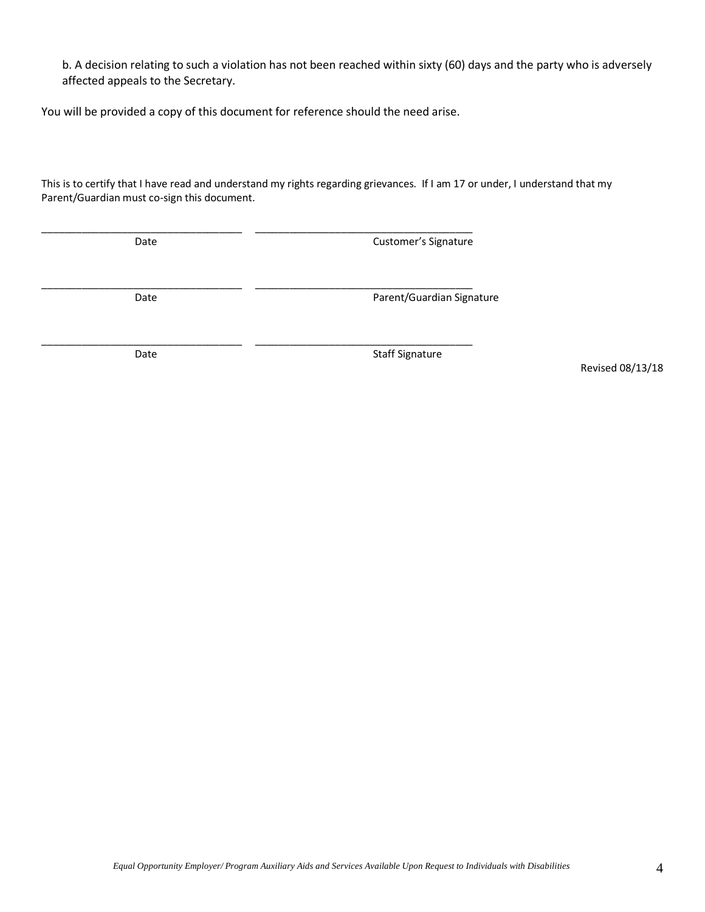b. A decision relating to such a violation has not been reached within sixty (60) days and the party who is adversely affected appeals to the Secretary.

You will be provided a copy of this document for reference should the need arise.

This is to certify that I have read and understand my rights regarding grievances. If I am 17 or under, I understand that my Parent/Guardian must co-sign this document.

| | |
|---|---|
| ___________________________________ | ______________________________________ |
| Date | Customer's Signature |
| ___________________________________ | ______________________________________ |
| Date | Parent/Guardian Signature |
| ___________________________________ | ______________________________________ |
| Date | Staff Signature |

Revised 08/13/18

*Equal Opportunity Employer/ Program Auxiliary Aids and Services Available Upon Request to Individuals with Disabilities*